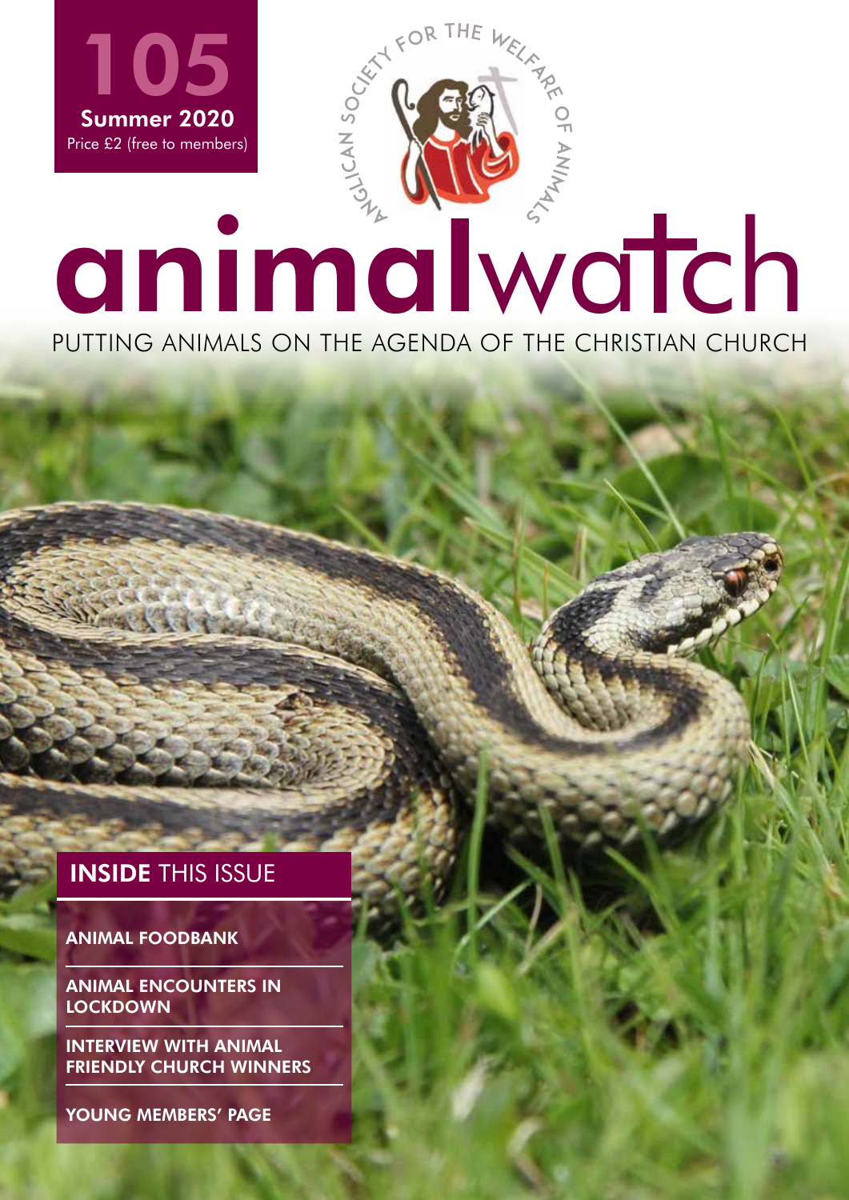105

Summer 2020

Price £2 (free to members)

ANGLICAN SOCIETY FOR THE WELFARE OF ANIMALS

# animalwatch

PUTTING ANIMALS ON THE AGENDA OF THE CHRISTIAN CHURCH

## INSIDE THIS ISSUE

- ANIMAL FOODBANK
- ANIMAL ENCOUNTERS IN LOCKDOWN
- INTERVIEW WITH ANIMAL FRIENDLY CHURCH WINNERS
- YOUNG MEMBERS' PAGE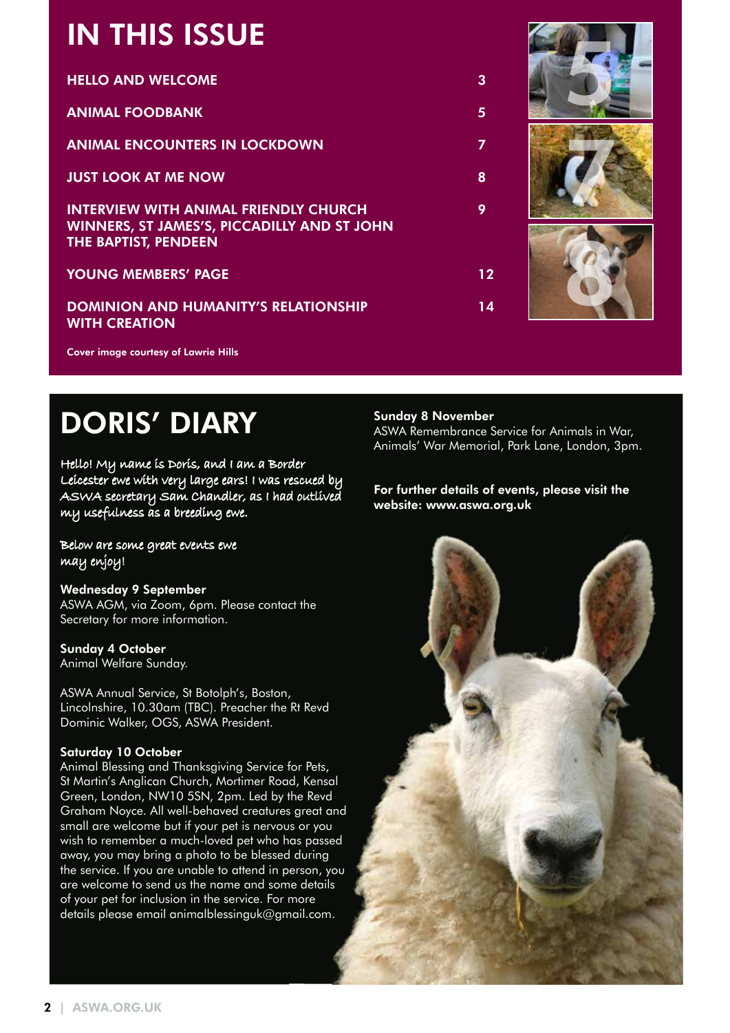# IN THIS ISSUE

| | |
|---|---|
| HELLO AND WELCOME | 3 |
| ANIMAL FOODBANK | 5 |
| ANIMAL ENCOUNTERS IN LOCKDOWN | 7 |
| JUST LOOK AT ME NOW | 8 |
| INTERVIEW WITH ANIMAL FRIENDLY CHURCH WINNERS, ST JAMES'S, PICCADILLY AND ST JOHN THE BAPTIST, PENDEEN | 9 |
| YOUNG MEMBERS' PAGE | 12 |
| DOMINION AND HUMANITY'S RELATIONSHIP WITH CREATION | 14 |

Cover image courtesy of Lawrie Hills

# DORIS' DIARY

*Hello! My name is Doris, and I am a Border Leicester ewe with very large ears! I was rescued by ASWA secretary Sam Chandler, as I had outlived my usefulness as a breeding ewe.*

*Below are some great events ewe may enjoy!*

**Wednesday 9 September**
ASWA AGM, via Zoom, 6pm. Please contact the Secretary for more information.

**Sunday 4 October**
Animal Welfare Sunday.

ASWA Annual Service, St Botolph's, Boston, Lincolnshire, 10.30am (TBC). Preacher the Rt Revd Dominic Walker, OGS, ASWA President.

**Saturday 10 October**
Animal Blessing and Thanksgiving Service for Pets, St Martin's Anglican Church, Mortimer Road, Kensal Green, London, NW10 5SN, 2pm. Led by the Revd Graham Noyce. All well-behaved creatures great and small are welcome but if your pet is nervous or you wish to remember a much-loved pet who has passed away, you may bring a photo to be blessed during the service. If you are unable to attend in person, you are welcome to send us the name and some details of your pet for inclusion in the service. For more details please email animalblessinguk@gmail.com.

**Sunday 8 November**
ASWA Remembrance Service for Animals in War, Animals' War Memorial, Park Lane, London, 3pm.

**For further details of events, please visit the website: www.aswa.org.uk**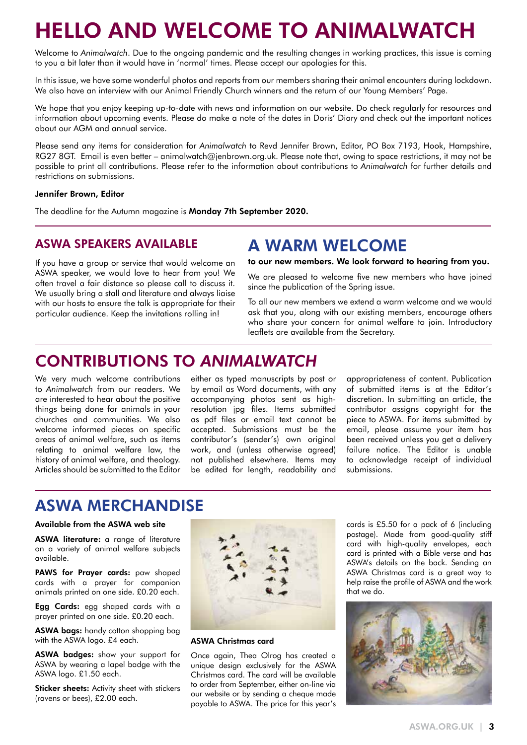# HELLO AND WELCOME TO ANIMALWATCH

Welcome to *Animalwatch*. Due to the ongoing pandemic and the resulting changes in working practices, this issue is coming to you a bit later than it would have in 'normal' times. Please accept our apologies for this.

In this issue, we have some wonderful photos and reports from our members sharing their animal encounters during lockdown. We also have an interview with our Animal Friendly Church winners and the return of our Young Members' Page.

We hope that you enjoy keeping up-to-date with news and information on our website. Do check regularly for resources and information about upcoming events. Please do make a note of the dates in Doris' Diary and check out the important notices about our AGM and annual service.

Please send any items for consideration for *Animalwatch* to Revd Jennifer Brown, Editor, PO Box 7193, Hook, Hampshire, RG27 8GT. Email is even better – animalwatch@jenbrown.org.uk. Please note that, owing to space restrictions, it may not be possible to print all contributions. Please refer to the information about contributions to *Animalwatch* for further details and restrictions on submissions.

**Jennifer Brown, Editor**

The deadline for the Autumn magazine is **Monday 7th September 2020.**

## ASWA SPEAKERS AVAILABLE

If you have a group or service that would welcome an ASWA speaker, we would love to hear from you! We often travel a fair distance so please call to discuss it. We usually bring a stall and literature and always liaise with our hosts to ensure the talk is appropriate for their particular audience. Keep the invitations rolling in!

## A WARM WELCOME

**to our new members. We look forward to hearing from you.**

We are pleased to welcome five new members who have joined since the publication of the Spring issue.

To all our new members we extend a warm welcome and we would ask that you, along with our existing members, encourage others who share your concern for animal welfare to join. Introductory leaflets are available from the Secretary.

## CONTRIBUTIONS TO *ANIMALWATCH*

We very much welcome contributions to *Animalwatch* from our readers. We are interested to hear about the positive things being done for animals in your churches and communities. We also welcome informed pieces on specific areas of animal welfare, such as items relating to animal welfare law, the history of animal welfare, and theology. Articles should be submitted to the Editor either as typed manuscripts by post or by email as Word documents, with any accompanying photos sent as high-resolution jpg files. Items submitted as pdf files or email text cannot be accepted. Submissions must be the contributor's (sender's) own original work, and (unless otherwise agreed) not published elsewhere. Items may be edited for length, readability and appropriateness of content. Publication of submitted items is at the Editor's discretion. In submitting an article, the contributor assigns copyright for the piece to ASWA. For items submitted by email, please assume your item has been received unless you get a delivery failure notice. The Editor is unable to acknowledge receipt of individual submissions.

## ASWA MERCHANDISE

**Available from the ASWA web site**

**ASWA literature:** a range of literature on a variety of animal welfare subjects available.

**PAWS for Prayer cards:** paw shaped cards with a prayer for companion animals printed on one side. £0.20 each.

**Egg Cards:** egg shaped cards with a prayer printed on one side. £0.20 each.

**ASWA bags:** handy cotton shopping bag with the ASWA logo. £4 each.

**ASWA badges:** show your support for ASWA by wearing a lapel badge with the ASWA logo. £1.50 each.

**Sticker sheets:** Activity sheet with stickers (ravens or bees), £2.00 each.

**ASWA Christmas card**

Once again, Thea Olrog has created a unique design exclusively for the ASWA Christmas card. The card will be available to order from September, either on-line via our website or by sending a cheque made payable to ASWA. The price for this year's cards is £5.50 for a pack of 6 (including postage). Made from good-quality stiff card with high-quality envelopes, each card is printed with a Bible verse and has ASWA's details on the back. Sending an ASWA Christmas card is a great way to help raise the profile of ASWA and the work that we do.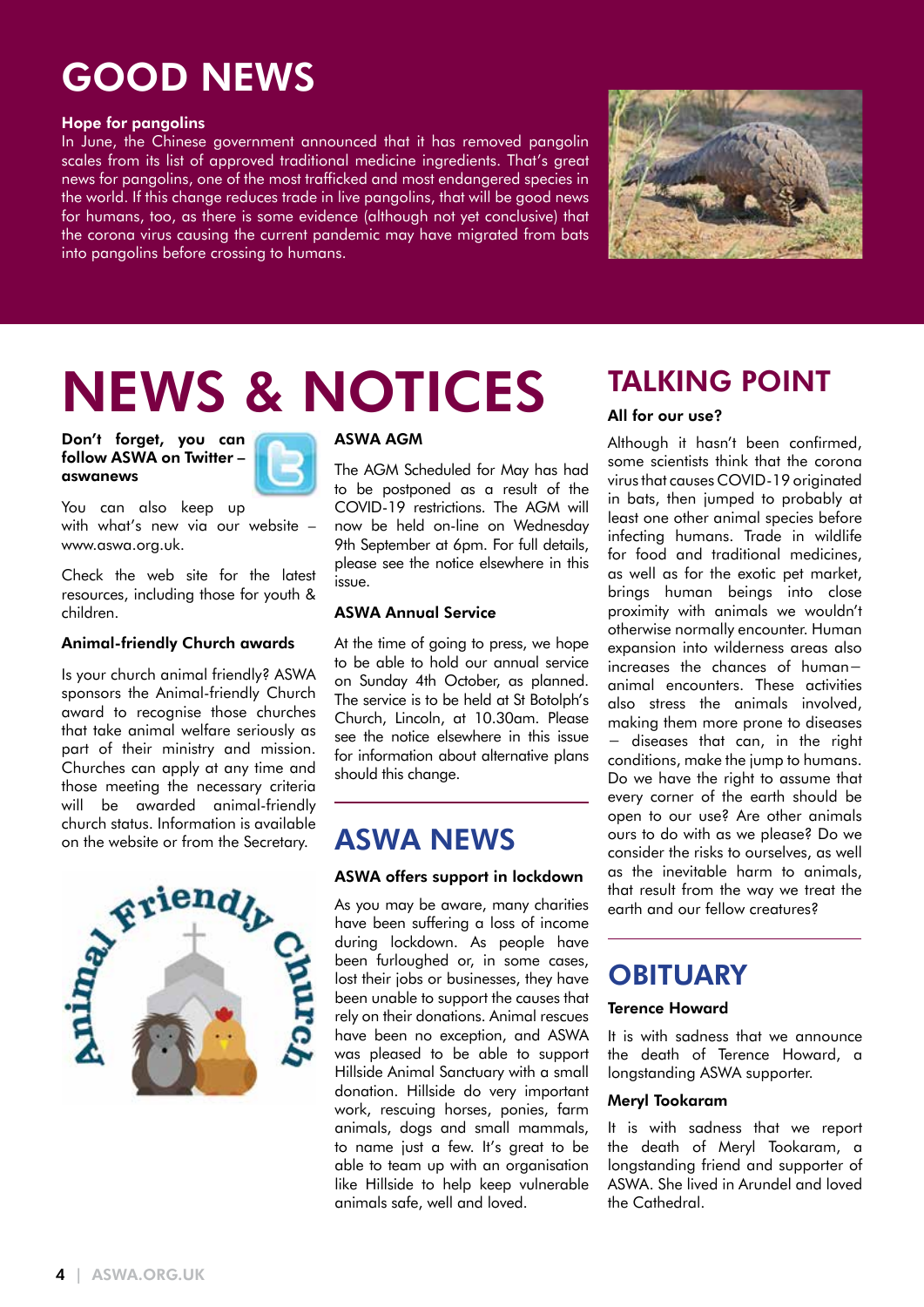# GOOD NEWS

**Hope for pangolins**

In June, the Chinese government announced that it has removed pangolin scales from its list of approved traditional medicine ingredients. That's great news for pangolins, one of the most trafficked and most endangered species in the world. If this change reduces trade in live pangolins, that will be good news for humans, too, as there is some evidence (although not yet conclusive) that the corona virus causing the current pandemic may have migrated from bats into pangolins before crossing to humans.

# NEWS & NOTICES

**Don't forget, you can follow ASWA on Twitter – aswanews**

You can also keep up with what's new via our website – www.aswa.org.uk.

Check the web site for the latest resources, including those for youth & children.

### Animal-friendly Church awards

Is your church animal friendly? ASWA sponsors the Animal-friendly Church award to recognise those churches that take animal welfare seriously as part of their ministry and mission. Churches can apply at any time and those meeting the necessary criteria will be awarded animal-friendly church status. Information is available on the website or from the Secretary.

### ASWA AGM

The AGM Scheduled for May has had to be postponed as a result of the COVID-19 restrictions. The AGM will now be held on-line on Wednesday 9th September at 6pm. For full details, please see the notice elsewhere in this issue.

### ASWA Annual Service

At the time of going to press, we hope to be able to hold our annual service on Sunday 4th October, as planned. The service is to be held at St Botolph's Church, Lincoln, at 10.30am. Please see the notice elsewhere in this issue for information about alternative plans should this change.

## ASWA NEWS

### ASWA offers support in lockdown

As you may be aware, many charities have been suffering a loss of income during lockdown. As people have been furloughed or, in some cases, lost their jobs or businesses, they have been unable to support the causes that rely on their donations. Animal rescues have been no exception, and ASWA was pleased to be able to support Hillside Animal Sanctuary with a small donation. Hillside do very important work, rescuing horses, ponies, farm animals, dogs and small mammals, to name just a few. It's great to be able to team up with an organisation like Hillside to help keep vulnerable animals safe, well and loved.

## TALKING POINT

### All for our use?

Although it hasn't been confirmed, some scientists think that the corona virus that causes COVID-19 originated in bats, then jumped to probably at least one other animal species before infecting humans. Trade in wildlife for food and traditional medicines, as well as for the exotic pet market, brings human beings into close proximity with animals we wouldn't otherwise normally encounter. Human expansion into wilderness areas also increases the chances of human–animal encounters. These activities also stress the animals involved, making them more prone to diseases – diseases that can, in the right conditions, make the jump to humans. Do we have the right to assume that every corner of the earth should be open to our use? Are other animals ours to do with as we please? Do we consider the risks to ourselves, as well as the inevitable harm to animals, that result from the way we treat the earth and our fellow creatures?

## OBITUARY

### Terence Howard

It is with sadness that we announce the death of Terence Howard, a longstanding ASWA supporter.

### Meryl Tookaram

It is with sadness that we report the death of Meryl Tookaram, a longstanding friend and supporter of ASWA. She lived in Arundel and loved the Cathedral.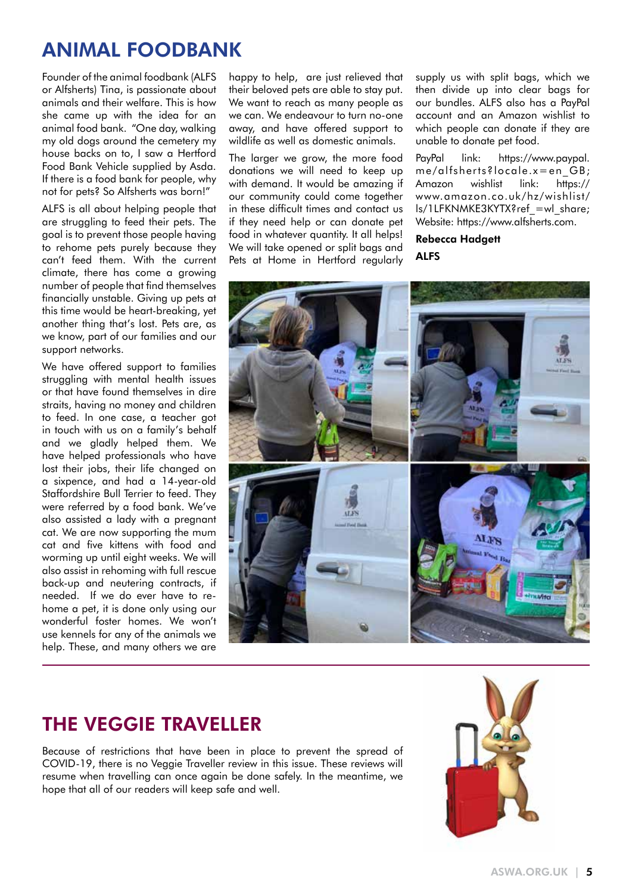# ANIMAL FOODBANK

Founder of the animal foodbank (ALFS or Alfsherts) Tina, is passionate about animals and their welfare. This is how she came up with the idea for an animal food bank. "One day, walking my old dogs around the cemetery my house backs on to, I saw a Hertford Food Bank Vehicle supplied by Asda. If there is a food bank for people, why not for pets? So Alfsherts was born!"

ALFS is all about helping people that are struggling to feed their pets. The goal is to prevent those people having to rehome pets purely because they can't feed them. With the current climate, there has come a growing number of people that find themselves financially unstable. Giving up pets at this time would be heart-breaking, yet another thing that's lost. Pets are, as we know, part of our families and our support networks.

We have offered support to families struggling with mental health issues or that have found themselves in dire straits, having no money and children to feed. In one case, a teacher got in touch with us on a family's behalf and we gladly helped them. We have helped professionals who have lost their jobs, their life changed on a sixpence, and had a 14-year-old Staffordshire Bull Terrier to feed. They were referred by a food bank. We've also assisted a lady with a pregnant cat. We are now supporting the mum cat and five kittens with food and worming up until eight weeks. We will also assist in rehoming with full rescue back-up and neutering contracts, if needed. If we do ever have to re-home a pet, it is done only using our wonderful foster homes. We won't use kennels for any of the animals we help. These, and many others we are happy to help, are just relieved that their beloved pets are able to stay put. We want to reach as many people as we can. We endeavour to turn no-one away, and have offered support to wildlife as well as domestic animals.

The larger we grow, the more food donations we will need to keep up with demand. It would be amazing if our community could come together in these difficult times and contact us if they need help or can donate pet food in whatever quantity. It all helps! We will take opened or split bags and Pets at Home in Hertford regularly supply us with split bags, which we then divide up into clear bags for our bundles. ALFS also has a PayPal account and an Amazon wishlist to which people can donate if they are unable to donate pet food.

PayPal link: https://www.paypal.me/alfsherts?locale.x=en_GB; Amazon wishlist link: https://www.amazon.co.uk/hz/wishlist/ls/1LFKNMKE3KYTX?ref_=wl_share; Website: https://www.alfsherts.com.

**Rebecca Hadgett**
**ALFS**

# THE VEGGIE TRAVELLER

Because of restrictions that have been in place to prevent the spread of COVID-19, there is no Veggie Traveller review in this issue. These reviews will resume when travelling can once again be done safely. In the meantime, we hope that all of our readers will keep safe and well.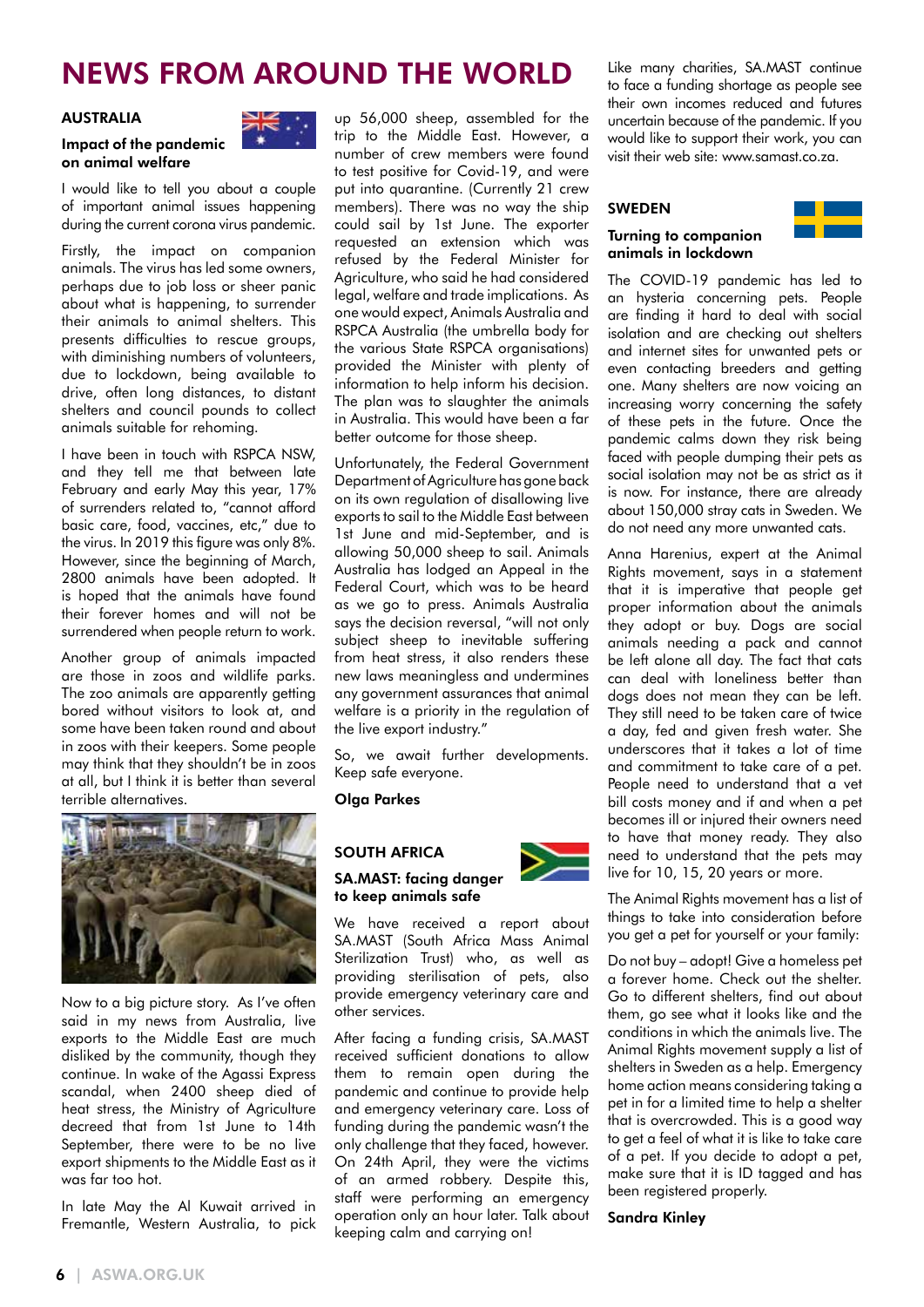# NEWS FROM AROUND THE WORLD

## AUSTRALIA

### Impact of the pandemic on animal welfare

I would like to tell you about a couple of important animal issues happening during the current corona virus pandemic.

Firstly, the impact on companion animals. The virus has led some owners, perhaps due to job loss or sheer panic about what is happening, to surrender their animals to animal shelters. This presents difficulties to rescue groups, with diminishing numbers of volunteers, due to lockdown, being available to drive, often long distances, to distant shelters and council pounds to collect animals suitable for rehoming.

I have been in touch with RSPCA NSW, and they tell me that between late February and early May this year, 17% of surrenders related to, "cannot afford basic care, food, vaccines, etc," due to the virus. In 2019 this figure was only 8%. However, since the beginning of March, 2800 animals have been adopted. It is hoped that the animals have found their forever homes and will not be surrendered when people return to work.

Another group of animals impacted are those in zoos and wildlife parks. The zoo animals are apparently getting bored without visitors to look at, and some have been taken round and about in zoos with their keepers. Some people may think that they shouldn't be in zoos at all, but I think it is better than several terrible alternatives.

Now to a big picture story. As I've often said in my news from Australia, live exports to the Middle East are much disliked by the community, though they continue. In wake of the Agassi Express scandal, when 2400 sheep died of heat stress, the Ministry of Agriculture decreed that from 1st June to 14th September, there were to be no live export shipments to the Middle East as it was far too hot.

In late May the Al Kuwait arrived in Fremantle, Western Australia, to pick up 56,000 sheep, assembled for the trip to the Middle East. However, a number of crew members were found to test positive for Covid-19, and were put into quarantine. (Currently 21 crew members). There was no way the ship could sail by 1st June. The exporter requested an extension which was refused by the Federal Minister for Agriculture, who said he had considered legal, welfare and trade implications. As one would expect, Animals Australia and RSPCA Australia (the umbrella body for the various State RSPCA organisations) provided the Minister with plenty of information to help inform his decision. The plan was to slaughter the animals in Australia. This would have been a far better outcome for those sheep.

Unfortunately, the Federal Government Department of Agriculture has gone back on its own regulation of disallowing live exports to sail to the Middle East between 1st June and mid-September, and is allowing 50,000 sheep to sail. Animals Australia has lodged an Appeal in the Federal Court, which was to be heard as we go to press. Animals Australia says the decision reversal, "will not only subject sheep to inevitable suffering from heat stress, it also renders these new laws meaningless and undermines any government assurances that animal welfare is a priority in the regulation of the live export industry."

So, we await further developments. Keep safe everyone.

**Olga Parkes**

## SOUTH AFRICA

### SA.MAST: facing danger to keep animals safe

We have received a report about SA.MAST (South Africa Mass Animal Sterilization Trust) who, as well as providing sterilisation of pets, also provide emergency veterinary care and other services.

After facing a funding crisis, SA.MAST received sufficient donations to allow them to remain open during the pandemic and continue to provide help and emergency veterinary care. Loss of funding during the pandemic wasn't the only challenge that they faced, however. On 24th April, they were the victims of an armed robbery. Despite this, staff were performing an emergency operation only an hour later. Talk about keeping calm and carrying on!

Like many charities, SA.MAST continue to face a funding shortage as people see their own incomes reduced and futures uncertain because of the pandemic. If you would like to support their work, you can visit their web site: www.samast.co.za.

## SWEDEN

### Turning to companion animals in lockdown

The COVID-19 pandemic has led to an hysteria concerning pets. People are finding it hard to deal with social isolation and are checking out shelters and internet sites for unwanted pets or even contacting breeders and getting one. Many shelters are now voicing an increasing worry concerning the safety of these pets in the future. Once the pandemic calms down they risk being faced with people dumping their pets as social isolation may not be as strict as it is now. For instance, there are already about 150,000 stray cats in Sweden. We do not need any more unwanted cats.

Anna Harenius, expert at the Animal Rights movement, says in a statement that it is imperative that people get proper information about the animals they adopt or buy. Dogs are social animals needing a pack and cannot be left alone all day. The fact that cats can deal with loneliness better than dogs does not mean they can be left. They still need to be taken care of twice a day, fed and given fresh water. She underscores that it takes a lot of time and commitment to take care of a pet. People need to understand that a vet bill costs money and if and when a pet becomes ill or injured their owners need to have that money ready. They also need to understand that the pets may live for 10, 15, 20 years or more.

The Animal Rights movement has a list of things to take into consideration before you get a pet for yourself or your family:

Do not buy – adopt! Give a homeless pet a forever home. Check out the shelter. Go to different shelters, find out about them, go see what it looks like and the conditions in which the animals live. The Animal Rights movement supply a list of shelters in Sweden as a help. Emergency home action means considering taking a pet in for a limited time to help a shelter that is overcrowded. This is a good way to get a feel of what it is like to take care of a pet. If you decide to adopt a pet, make sure that it is ID tagged and has been registered properly.

**Sandra Kinley**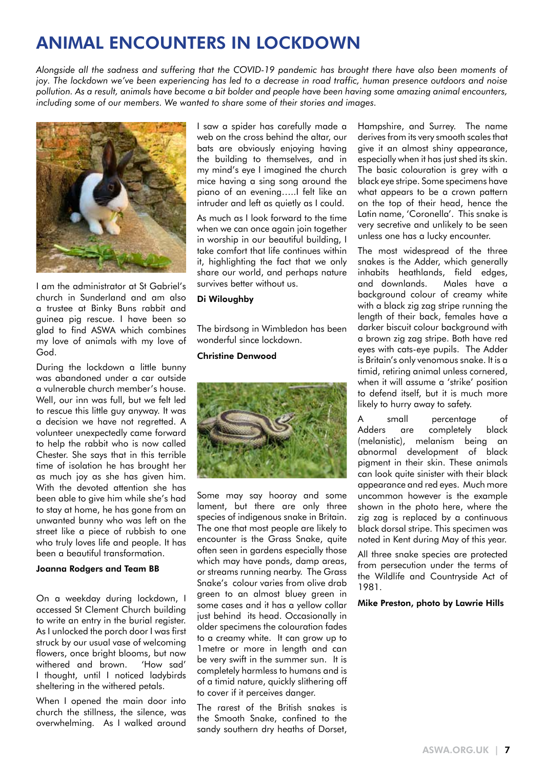# ANIMAL ENCOUNTERS IN LOCKDOWN

*Alongside all the sadness and suffering that the COVID-19 pandemic has brought there have also been moments of joy. The lockdown we've been experiencing has led to a decrease in road traffic, human presence outdoors and noise pollution. As a result, animals have become a bit bolder and people have been having some amazing animal encounters, including some of our members. We wanted to share some of their stories and images.*

I am the administrator at St Gabriel's church in Sunderland and am also a trustee at Binky Buns rabbit and guinea pig rescue. I have been so glad to find ASWA which combines my love of animals with my love of God.

During the lockdown a little bunny was abandoned under a car outside a vulnerable church member's house. Well, our inn was full, but we felt led to rescue this little guy anyway. It was a decision we have not regretted. A volunteer unexpectedly came forward to help the rabbit who is now called Chester. She says that in this terrible time of isolation he has brought her as much joy as she has given him. With the devoted attention she has been able to give him while she's had to stay at home, he has gone from an unwanted bunny who was left on the street like a piece of rubbish to one who truly loves life and people. It has been a beautiful transformation.

**Joanna Rodgers and Team BB**

On a weekday during lockdown, I accessed St Clement Church building to write an entry in the burial register. As I unlocked the porch door I was first struck by our usual vase of welcoming flowers, once bright blooms, but now withered and brown. 'How sad' I thought, until I noticed ladybirds sheltering in the withered petals.

When I opened the main door into church the stillness, the silence, was overwhelming. As I walked around I saw a spider has carefully made a web on the cross behind the altar, our bats are obviously enjoying having the building to themselves, and in my mind's eye I imagined the church mice having a sing song around the piano of an evening…..I felt like an intruder and left as quietly as I could.

As much as I look forward to the time when we can once again join together in worship in our beautiful building, I take comfort that life continues within it, highlighting the fact that we only share our world, and perhaps nature survives better without us.

**Di Wiloughby**

The birdsong in Wimbledon has been wonderful since lockdown.

**Christine Denwood**

Some may say hooray and some lament, but there are only three species of indigenous snake in Britain. The one that most people are likely to encounter is the Grass Snake, quite often seen in gardens especially those which may have ponds, damp areas, or streams running nearby. The Grass Snake's colour varies from olive drab green to an almost bluey green in some cases and it has a yellow collar just behind its head. Occasionally in older specimens the colouration fades to a creamy white. It can grow up to 1metre or more in length and can be very swift in the summer sun. It is completely harmless to humans and is of a timid nature, quickly slithering off to cover if it perceives danger.

The rarest of the British snakes is the Smooth Snake, confined to the sandy southern dry heaths of Dorset, Hampshire, and Surrey. The name derives from its very smooth scales that give it an almost shiny appearance, especially when it has just shed its skin. The basic colouration is grey with a black eye stripe. Some specimens have what appears to be a crown pattern on the top of their head, hence the Latin name, 'Coronella'. This snake is very secretive and unlikely to be seen unless one has a lucky encounter.

The most widespread of the three snakes is the Adder, which generally inhabits heathlands, field edges, and downlands. Males have a background colour of creamy white with a black zig zag stripe running the length of their back, females have a darker biscuit colour background with a brown zig zag stripe. Both have red eyes with cats-eye pupils. The Adder is Britain's only venomous snake. It is a timid, retiring animal unless cornered, when it will assume a 'strike' position to defend itself, but it is much more likely to hurry away to safety.

A small percentage of Adders are completely black (melanistic), melanism being an abnormal development of black pigment in their skin. These animals can look quite sinister with their black appearance and red eyes. Much more uncommon however is the example shown in the photo here, where the zig zag is replaced by a continuous black dorsal stripe. This specimen was noted in Kent during May of this year.

All three snake species are protected from persecution under the terms of the Wildlife and Countryside Act of 1981.

**Mike Preston, photo by Lawrie Hills**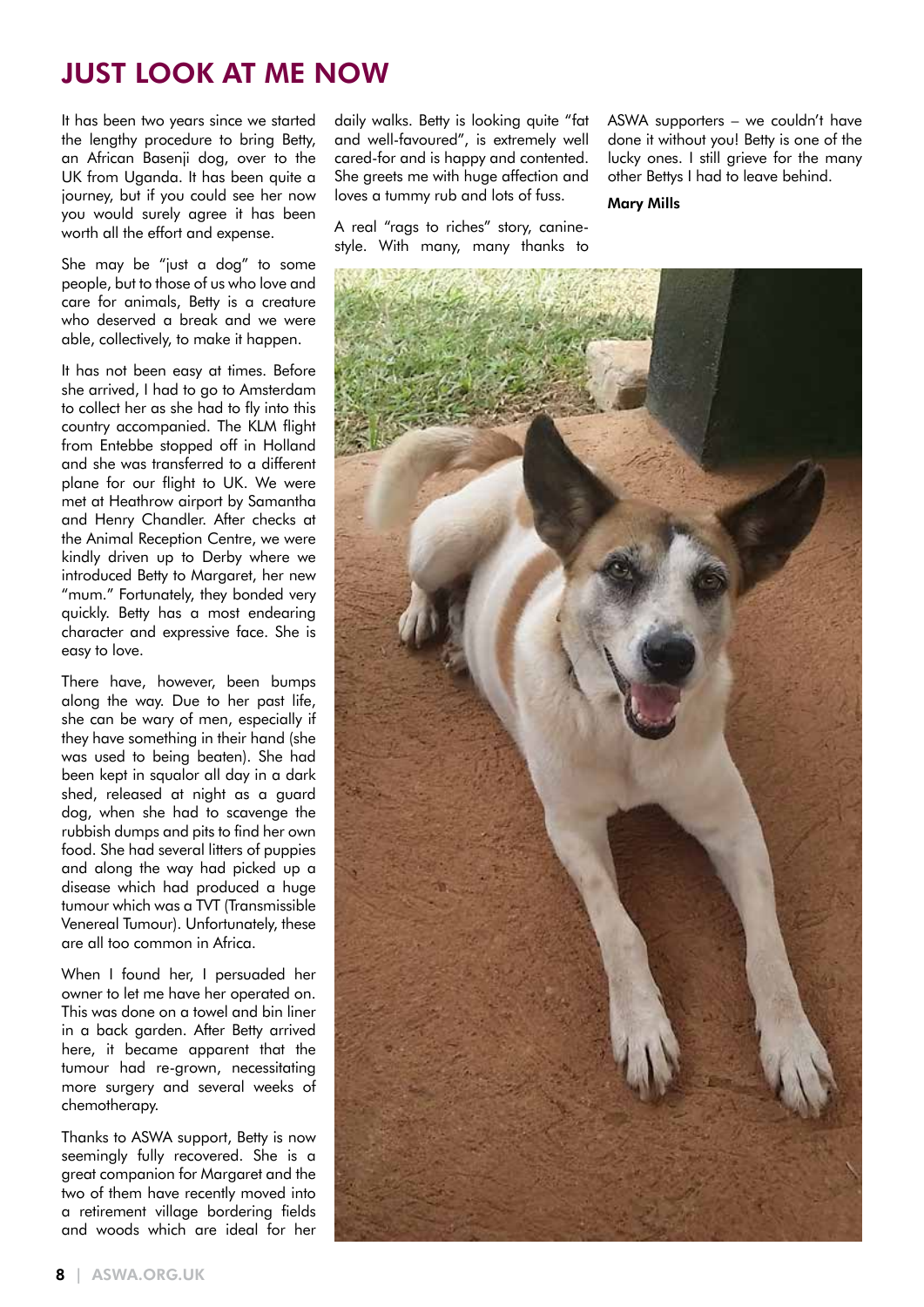# JUST LOOK AT ME NOW

It has been two years since we started the lengthy procedure to bring Betty, an African Basenji dog, over to the UK from Uganda. It has been quite a journey, but if you could see her now you would surely agree it has been worth all the effort and expense.

She may be "just a dog" to some people, but to those of us who love and care for animals, Betty is a creature who deserved a break and we were able, collectively, to make it happen.

It has not been easy at times. Before she arrived, I had to go to Amsterdam to collect her as she had to fly into this country accompanied. The KLM flight from Entebbe stopped off in Holland and she was transferred to a different plane for our flight to UK. We were met at Heathrow airport by Samantha and Henry Chandler. After checks at the Animal Reception Centre, we were kindly driven up to Derby where we introduced Betty to Margaret, her new "mum." Fortunately, they bonded very quickly. Betty has a most endearing character and expressive face. She is easy to love.

There have, however, been bumps along the way. Due to her past life, she can be wary of men, especially if they have something in their hand (she was used to being beaten). She had been kept in squalor all day in a dark shed, released at night as a guard dog, when she had to scavenge the rubbish dumps and pits to find her own food. She had several litters of puppies and along the way had picked up a disease which had produced a huge tumour which was a TVT (Transmissible Venereal Tumour). Unfortunately, these are all too common in Africa.

When I found her, I persuaded her owner to let me have her operated on. This was done on a towel and bin liner in a back garden. After Betty arrived here, it became apparent that the tumour had re-grown, necessitating more surgery and several weeks of chemotherapy.

Thanks to ASWA support, Betty is now seemingly fully recovered. She is a great companion for Margaret and the two of them have recently moved into a retirement village bordering fields and woods which are ideal for her daily walks. Betty is looking quite "fat and well-favoured", is extremely well cared-for and is happy and contented. She greets me with huge affection and loves a tummy rub and lots of fuss.

A real "rags to riches" story, canine-style. With many, many thanks to ASWA supporters – we couldn't have done it without you! Betty is one of the lucky ones. I still grieve for the many other Bettys I had to leave behind.

**Mary Mills**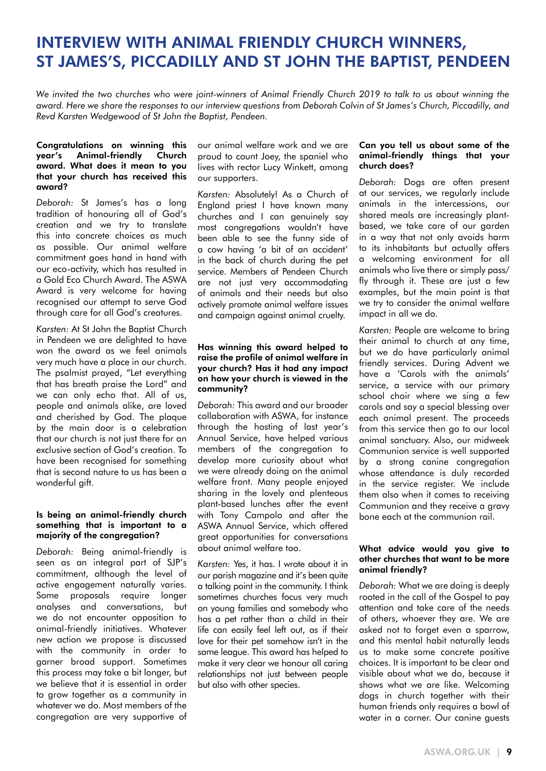# INTERVIEW WITH ANIMAL FRIENDLY CHURCH WINNERS, ST JAMES'S, PICCADILLY AND ST JOHN THE BAPTIST, PENDEEN

*We invited the two churches who were joint-winners of Animal Friendly Church 2019 to talk to us about winning the award. Here we share the responses to our interview questions from Deborah Colvin of St James's Church, Piccadilly, and Revd Karsten Wedgewood of St John the Baptist, Pendeen.*

**Congratulations on winning this year's Animal-friendly Church award. What does it mean to you that your church has received this award?**

*Deborah:* St James's has a long tradition of honouring all of God's creation and we try to translate this into concrete choices as much as possible. Our animal welfare commitment goes hand in hand with our eco-activity, which has resulted in a Gold Eco Church Award. The ASWA Award is very welcome for having recognised our attempt to serve God through care for all God's creatures.

*Karsten:* At St John the Baptist Church in Pendeen we are delighted to have won the award as we feel animals very much have a place in our church. The psalmist prayed, "Let everything that has breath praise the Lord" and we can only echo that. All of us, people and animals alike, are loved and cherished by God. The plaque by the main door is a celebration that our church is not just there for an exclusive section of God's creation. To have been recognised for something that is second nature to us has been a wonderful gift.

**Is being an animal-friendly church something that is important to a majority of the congregation?**

*Deborah:* Being animal-friendly is seen as an integral part of SJP's commitment, although the level of active engagement naturally varies. Some proposals require longer analyses and conversations, but we do not encounter opposition to animal-friendly initiatives. Whatever new action we propose is discussed with the community in order to garner broad support. Sometimes this process may take a bit longer, but we believe that it is essential in order to grow together as a community in whatever we do. Most members of the congregation are very supportive of our animal welfare work and we are proud to count Joey, the spaniel who lives with rector Lucy Winkett, among our supporters.

*Karsten:* Absolutely! As a Church of England priest I have known many churches and I can genuinely say most congregations wouldn't have been able to see the funny side of a cow having 'a bit of an accident' in the back of church during the pet service. Members of Pendeen Church are not just very accommodating of animals and their needs but also actively promote animal welfare issues and campaign against animal cruelty.

**Has winning this award helped to raise the profile of animal welfare in your church? Has it had any impact on how your church is viewed in the community?**

*Deborah:* This award and our broader collaboration with ASWA, for instance through the hosting of last year's Annual Service, have helped various members of the congregation to develop more curiosity about what we were already doing on the animal welfare front. Many people enjoyed sharing in the lovely and plenteous plant-based lunches after the event with Tony Campolo and after the ASWA Annual Service, which offered great opportunities for conversations about animal welfare too.

*Karsten:* Yes, it has. I wrote about it in our parish magazine and it's been quite a talking point in the community. I think sometimes churches focus very much on young families and somebody who has a pet rather than a child in their life can easily feel left out, as if their love for their pet somehow isn't in the same league. This award has helped to make it very clear we honour all caring relationships not just between people but also with other species.

**Can you tell us about some of the animal-friendly things that your church does?**

*Deborah:* Dogs are often present at our services, we regularly include animals in the intercessions, our shared meals are increasingly plant-based, we take care of our garden in a way that not only avoids harm to its inhabitants but actually offers a welcoming environment for all animals who live there or simply pass/fly through it. These are just a few examples, but the main point is that we try to consider the animal welfare impact in all we do.

*Karsten:* People are welcome to bring their animal to church at any time, but we do have particularly animal friendly services. During Advent we have a 'Carols with the animals' service, a service with our primary school choir where we sing a few carols and say a special blessing over each animal present. The proceeds from this service then go to our local animal sanctuary. Also, our midweek Communion service is well supported by a strong canine congregation whose attendance is duly recorded in the service register. We include them also when it comes to receiving Communion and they receive a gravy bone each at the communion rail.

**What advice would you give to other churches that want to be more animal friendly?**

*Deborah:* What we are doing is deeply rooted in the call of the Gospel to pay attention and take care of the needs of others, whoever they are. We are asked not to forget even a sparrow, and this mental habit naturally leads us to make some concrete positive choices. It is important to be clear and visible about what we do, because it shows what we are like. Welcoming dogs in church together with their human friends only requires a bowl of water in a corner. Our canine guests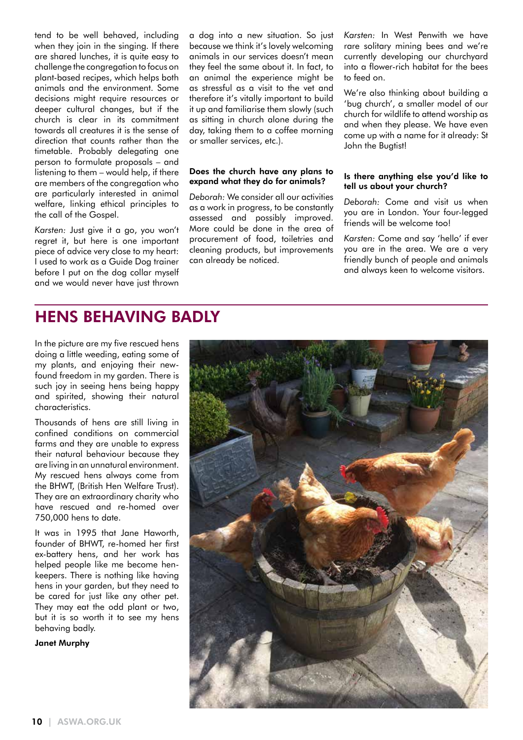tend to be well behaved, including when they join in the singing. If there are shared lunches, it is quite easy to challenge the congregation to focus on plant-based recipes, which helps both animals and the environment. Some decisions might require resources or deeper cultural changes, but if the church is clear in its commitment towards all creatures it is the sense of direction that counts rather than the timetable. Probably delegating one person to formulate proposals – and listening to them – would help, if there are members of the congregation who are particularly interested in animal welfare, linking ethical principles to the call of the Gospel.

*Karsten:* Just give it a go, you won't regret it, but here is one important piece of advice very close to my heart: I used to work as a Guide Dog trainer before I put on the dog collar myself and we would never have just thrown a dog into a new situation. So just because we think it's lovely welcoming animals in our services doesn't mean they feel the same about it. In fact, to an animal the experience might be as stressful as a visit to the vet and therefore it's vitally important to build it up and familiarise them slowly (such as sitting in church alone during the day, taking them to a coffee morning or smaller services, etc.).

**Does the church have any plans to expand what they do for animals?**

*Deborah:* We consider all our activities as a work in progress, to be constantly assessed and possibly improved. More could be done in the area of procurement of food, toiletries and cleaning products, but improvements can already be noticed.

*Karsten:* In West Penwith we have rare solitary mining bees and we're currently developing our churchyard into a flower-rich habitat for the bees to feed on.

We're also thinking about building a 'bug church', a smaller model of our church for wildlife to attend worship as and when they please. We have even come up with a name for it already: St John the Bugtist!

**Is there anything else you'd like to tell us about your church?**

*Deborah:* Come and visit us when you are in London. Your four-legged friends will be welcome too!

*Karsten:* Come and say 'hello' if ever you are in the area. We are a very friendly bunch of people and animals and always keen to welcome visitors.

# HENS BEHAVING BADLY

In the picture are my five rescued hens doing a little weeding, eating some of my plants, and enjoying their new-found freedom in my garden. There is such joy in seeing hens being happy and spirited, showing their natural characteristics.

Thousands of hens are still living in confined conditions on commercial farms and they are unable to express their natural behaviour because they are living in an unnatural environment. My rescued hens always come from the BHWT, (British Hen Welfare Trust). They are an extraordinary charity who have rescued and re-homed over 750,000 hens to date.

It was in 1995 that Jane Haworth, founder of BHWT, re-homed her first ex-battery hens, and her work has helped people like me become hen-keepers. There is nothing like having hens in your garden, but they need to be cared for just like any other pet. They may eat the odd plant or two, but it is so worth it to see my hens behaving badly.

**Janet Murphy**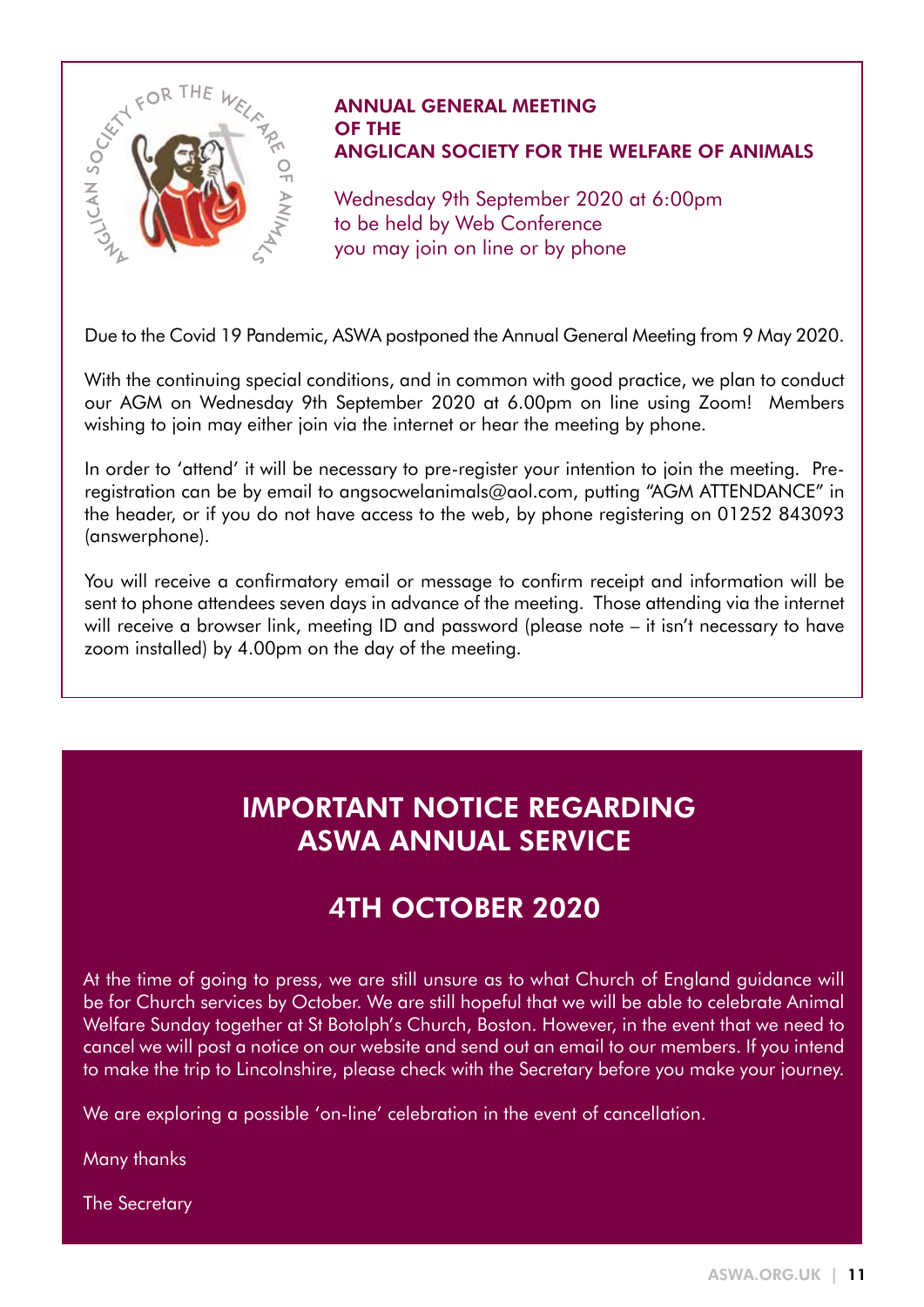## ANNUAL GENERAL MEETING OF THE ANGLICAN SOCIETY FOR THE WELFARE OF ANIMALS

Wednesday 9th September 2020 at 6:00pm
to be held by Web Conference
you may join on line or by phone

Due to the Covid 19 Pandemic, ASWA postponed the Annual General Meeting from 9 May 2020.

With the continuing special conditions, and in common with good practice, we plan to conduct our AGM on Wednesday 9th September 2020 at 6.00pm on line using Zoom! Members wishing to join may either join via the internet or hear the meeting by phone.

In order to 'attend' it will be necessary to pre-register your intention to join the meeting. Pre-registration can be by email to angsocwelanimals@aol.com, putting "AGM ATTENDANCE" in the header, or if you do not have access to the web, by phone registering on 01252 843093 (answerphone).

You will receive a confirmatory email or message to confirm receipt and information will be sent to phone attendees seven days in advance of the meeting. Those attending via the internet will receive a browser link, meeting ID and password (please note – it isn't necessary to have zoom installed) by 4.00pm on the day of the meeting.

## IMPORTANT NOTICE REGARDING ASWA ANNUAL SERVICE

## 4TH OCTOBER 2020

At the time of going to press, we are still unsure as to what Church of England guidance will be for Church services by October. We are still hopeful that we will be able to celebrate Animal Welfare Sunday together at St Botolph's Church, Boston. However, in the event that we need to cancel we will post a notice on our website and send out an email to our members. If you intend to make the trip to Lincolnshire, please check with the Secretary before you make your journey.

We are exploring a possible 'on-line' celebration in the event of cancellation.

Many thanks

The Secretary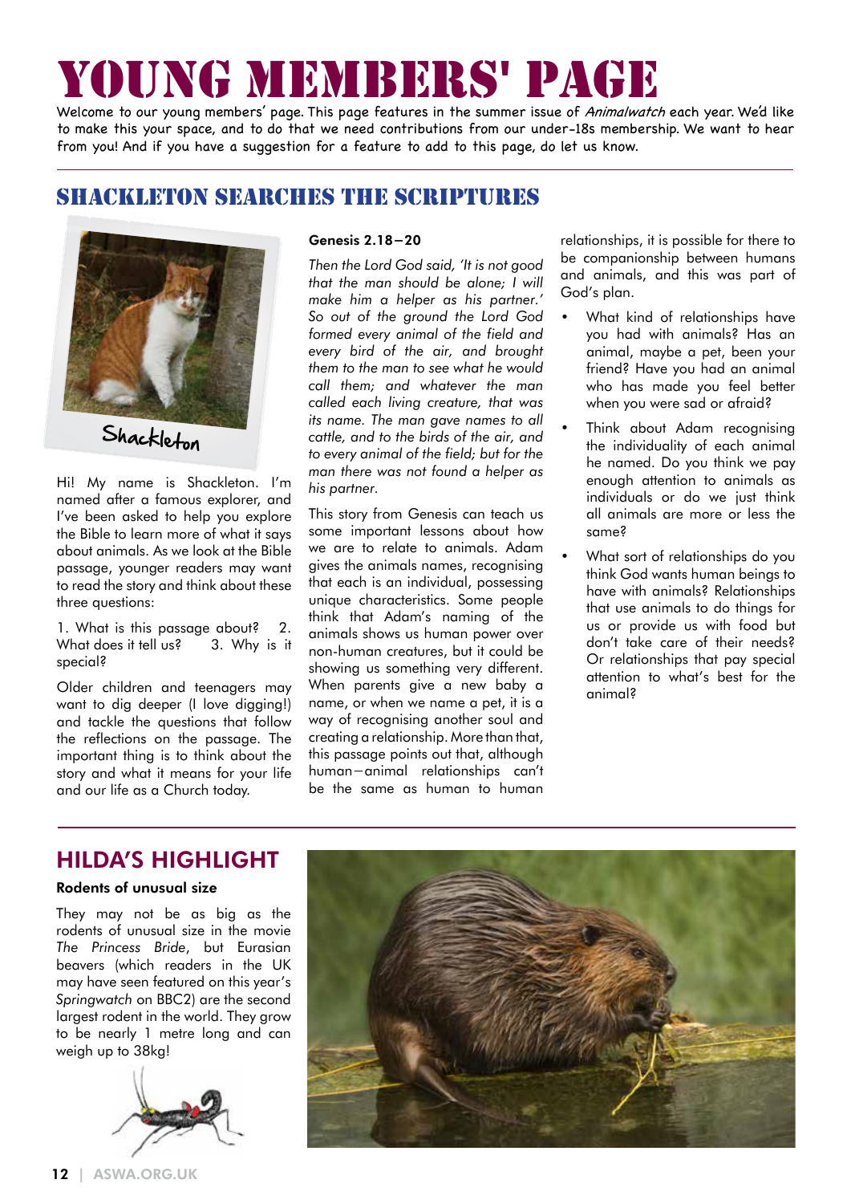# YOUNG MEMBERS' PAGE

Welcome to our young members' page. This page features in the summer issue of *Animalwatch* each year. We'd like to make this your space, and to do that we need contributions from our under-18s membership. We want to hear from you! And if you have a suggestion for a feature to add to this page, do let us know.

## SHACKLETON SEARCHES THE SCRIPTURES

Shackleton

Hi! My name is Shackleton. I'm named after a famous explorer, and I've been asked to help you explore the Bible to learn more of what it says about animals. As we look at the Bible passage, younger readers may want to read the story and think about these three questions:

1. What is this passage about? 2. What does it tell us? 3. Why is it special?

Older children and teenagers may want to dig deeper (I love digging!) and tackle the questions that follow the reflections on the passage. The important thing is to think about the story and what it means for your life and our life as a Church today.

**Genesis 2.18–20**

*Then the Lord God said, 'It is not good that the man should be alone; I will make him a helper as his partner.' So out of the ground the Lord God formed every animal of the field and every bird of the air, and brought them to the man to see what he would call them; and whatever the man called each living creature, that was its name. The man gave names to all cattle, and to the birds of the air, and to every animal of the field; but for the man there was not found a helper as his partner.*

This story from Genesis can teach us some important lessons about how we are to relate to animals. Adam gives the animals names, recognising that each is an individual, possessing unique characteristics. Some people think that Adam's naming of the animals shows us human power over non-human creatures, but it could be showing us something very different. When parents give a new baby a name, or when we name a pet, it is a way of recognising another soul and creating a relationship. More than that, this passage points out that, although human–animal relationships can't be the same as human to human relationships, it is possible for there to be companionship between humans and animals, and this was part of God's plan.

- What kind of relationships have you had with animals? Has an animal, maybe a pet, been your friend? Have you had an animal who has made you feel better when you were sad or afraid?
- Think about Adam recognising the individuality of each animal he named. Do you think we pay enough attention to animals as individuals or do we just think all animals are more or less the same?
- What sort of relationships do you think God wants human beings to have with animals? Relationships that use animals to do things for us or provide us with food but don't take care of their needs? Or relationships that pay special attention to what's best for the animal?

## HILDA'S HIGHLIGHT

**Rodents of unusual size**

They may not be as big as the rodents of unusual size in the movie *The Princess Bride*, but Eurasian beavers (which readers in the UK may have seen featured on this year's *Springwatch* on BBC2) are the second largest rodent in the world. They grow to be nearly 1 metre long and can weigh up to 38kg!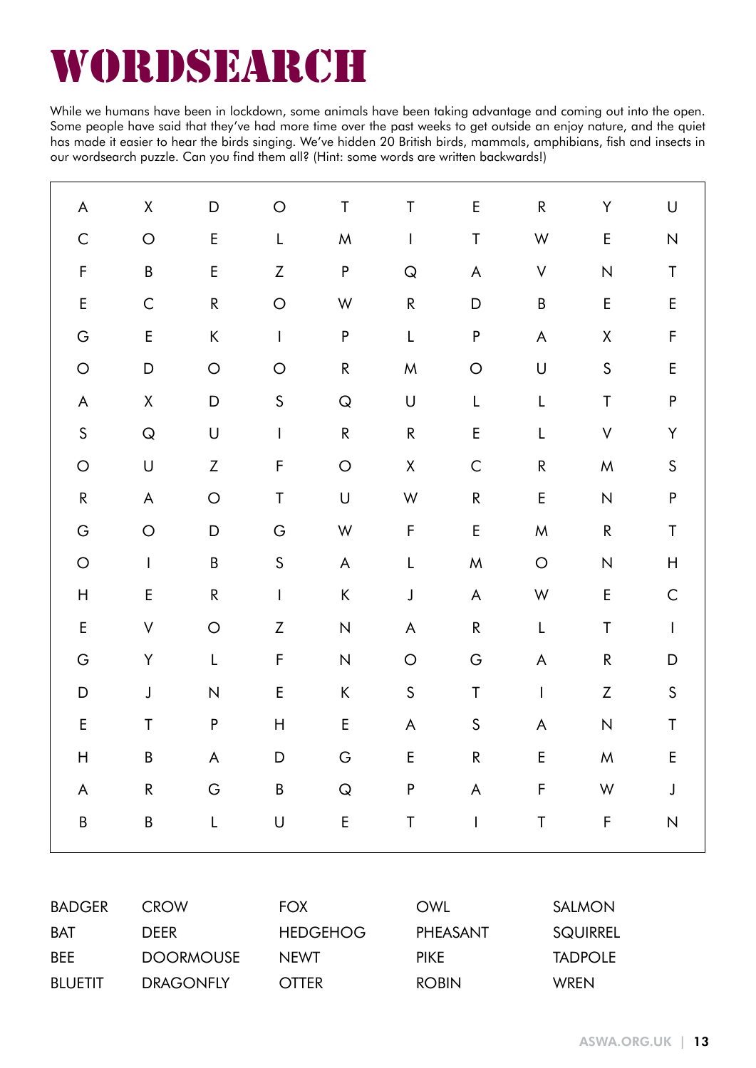# WORDSEARCH

While we humans have been in lockdown, some animals have been taking advantage and coming out into the open. Some people have said that they've had more time over the past weeks to get outside an enjoy nature, and the quiet has made it easier to hear the birds singing. We've hidden 20 British birds, mammals, amphibians, fish and insects in our wordsearch puzzle. Can you find them all? (Hint: some words are written backwards!)

| | | | | | | | | | |
|---|---|---|---|---|---|---|---|---|---|
| A | X | D | O | T | T | E | R | Y | U |
| C | O | E | L | M | I | T | W | E | N |
| F | B | E | Z | P | Q | A | V | N | T |
| E | C | R | O | W | R | D | B | E | E |
| G | E | K | I | P | L | P | A | X | F |
| O | D | O | O | R | M | O | U | S | E |
| A | X | D | S | Q | U | L | L | T | P |
| S | Q | U | I | R | R | E | L | V | Y |
| O | U | Z | F | O | X | C | R | M | S |
| R | A | O | T | U | W | R | E | N | P |
| G | O | D | G | W | F | E | M | R | T |
| O | I | B | S | A | L | M | O | N | H |
| H | E | R | I | K | J | A | W | E | C |
| E | V | O | Z | N | A | R | L | T | I |
| G | Y | L | F | N | O | G | A | R | D |
| D | J | N | E | K | S | T | I | Z | S |
| E | T | P | H | E | A | S | A | N | T |
| H | B | A | D | G | E | R | E | M | E |
| A | R | G | B | Q | P | A | F | W | J |
| B | B | L | U | E | T | I | T | F | N |

| | | | | |
|---|---|---|---|---|
| BADGER | CROW | FOX | OWL | SALMON |
| BAT | DEER | HEDGEHOG | PHEASANT | SQUIRREL |
| BEE | DOORMOUSE | NEWT | PIKE | TADPOLE |
| BLUETIT | DRAGONFLY | OTTER | ROBIN | WREN |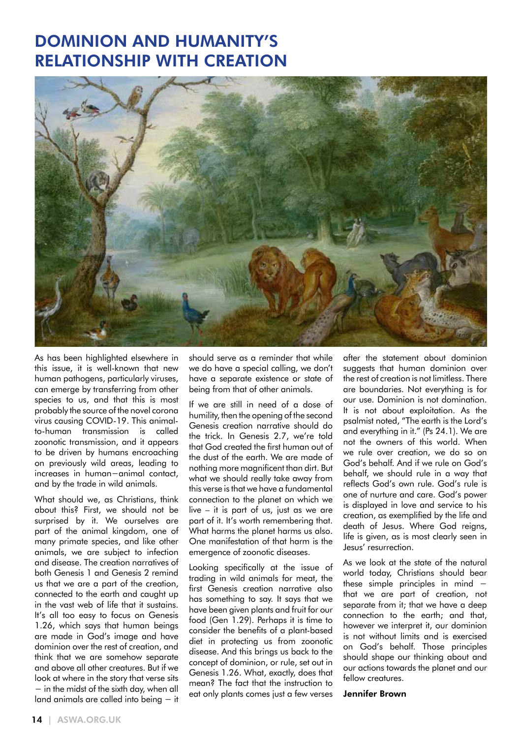# DOMINION AND HUMANITY'S RELATIONSHIP WITH CREATION

As has been highlighted elsewhere in this issue, it is well-known that new human pathogens, particularly viruses, can emerge by transferring from other species to us, and that this is most probably the source of the novel corona virus causing COVID-19. This animal-to-human transmission is called zoonotic transmission, and it appears to be driven by humans encroaching on previously wild areas, leading to increases in human–animal contact, and by the trade in wild animals.

What should we, as Christians, think about this? First, we should not be surprised by it. We ourselves are part of the animal kingdom, one of many primate species, and like other animals, we are subject to infection and disease. The creation narratives of both Genesis 1 and Genesis 2 remind us that we are a part of the creation, connected to the earth and caught up in the vast web of life that it sustains. It's all too easy to focus on Genesis 1.26, which says that human beings are made in God's image and have dominion over the rest of creation, and think that we are somehow separate and above all other creatures. But if we look at where in the story that verse sits – in the midst of the sixth day, when all land animals are called into being – it should serve as a reminder that while we do have a special calling, we don't have a separate existence or state of being from that of other animals.

If we are still in need of a dose of humility, then the opening of the second Genesis creation narrative should do the trick. In Genesis 2.7, we're told that God created the first human out of the dust of the earth. We are made of nothing more magnificent than dirt. But what we should really take away from this verse is that we have a fundamental connection to the planet on which we live – it is part of us, just as we are part of it. It's worth remembering that. What harms the planet harms us also. One manifestation of that harm is the emergence of zoonotic diseases.

Looking specifically at the issue of trading in wild animals for meat, the first Genesis creation narrative also has something to say. It says that we have been given plants and fruit for our food (Gen 1.29). Perhaps it is time to consider the benefits of a plant-based diet in protecting us from zoonotic disease. And this brings us back to the concept of dominion, or rule, set out in Genesis 1.26. What, exactly, does that mean? The fact that the instruction to eat only plants comes just a few verses after the statement about dominion suggests that human dominion over the rest of creation is not limitless. There are boundaries. Not everything is for our use. Dominion is not domination. It is not about exploitation. As the psalmist noted, "The earth is the Lord's and everything in it." (Ps 24.1). We are not the owners of this world. When we rule over creation, we do so on God's behalf. And if we rule on God's behalf, we should rule in a way that reflects God's own rule. God's rule is one of nurture and care. God's power is displayed in love and service to his creation, as exemplified by the life and death of Jesus. Where God reigns, life is given, as is most clearly seen in Jesus' resurrection.

As we look at the state of the natural world today, Christians should bear these simple principles in mind – that we are part of creation, not separate from it; that we have a deep connection to the earth; and that, however we interpret it, our dominion is not without limits and is exercised on God's behalf. Those principles should shape our thinking about and our actions towards the planet and our fellow creatures.

**Jennifer Brown**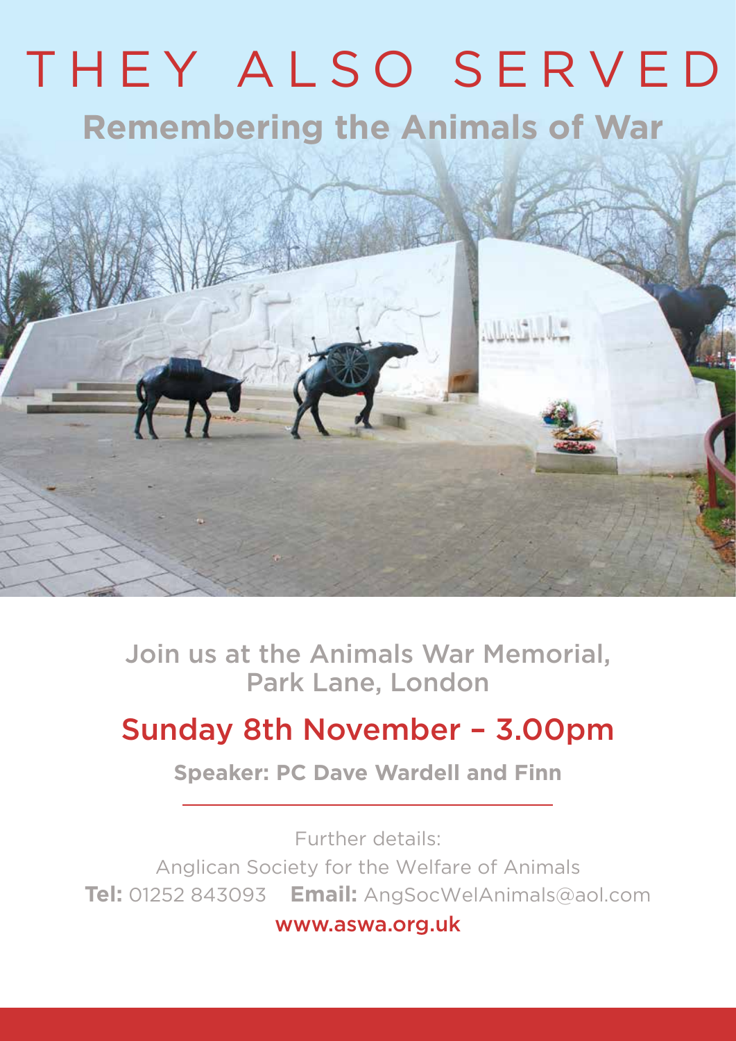# THEY ALSO SERVED

## Remembering the Animals of War

Join us at the Animals War Memorial, Park Lane, London

## Sunday 8th November – 3.00pm

**Speaker: PC Dave Wardell and Finn**

---

Further details:

Anglican Society for the Welfare of Animals

**Tel:** 01252 843093 **Email:** AngSocWelAnimals@aol.com

www.aswa.org.uk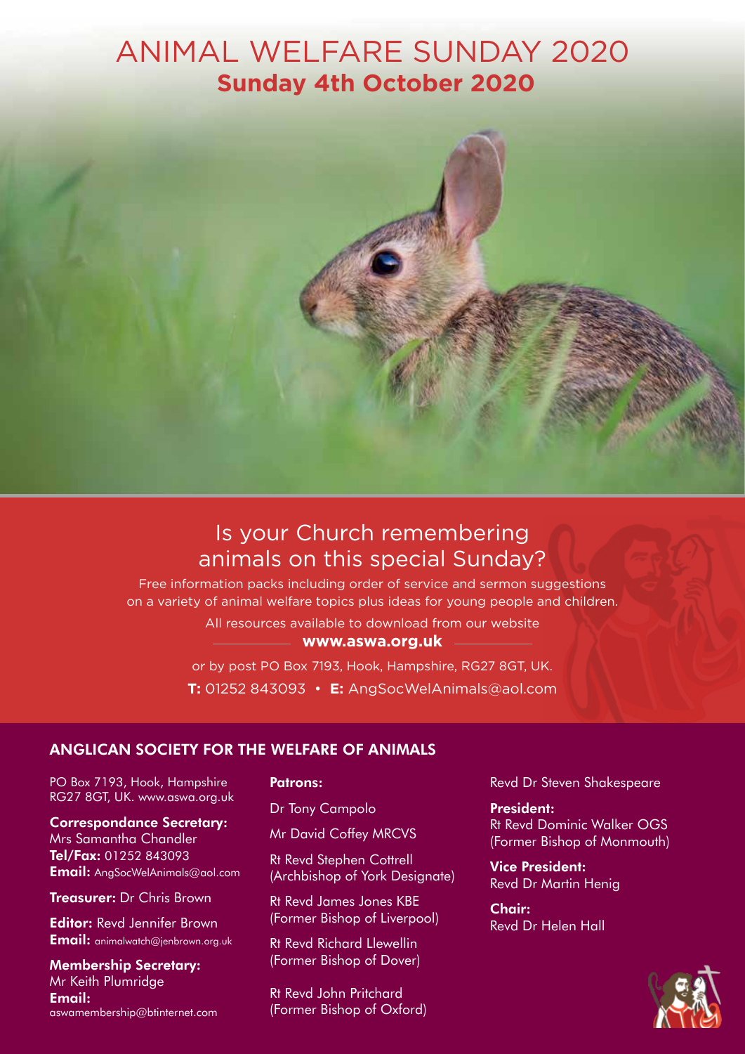# ANIMAL WELFARE SUNDAY 2020

## **Sunday 4th October 2020**

## Is your Church remembering animals on this special Sunday?

Free information packs including order of service and sermon suggestions on a variety of animal welfare topics plus ideas for young people and children.

All resources available to download from our website

**www.aswa.org.uk**

or by post PO Box 7193, Hook, Hampshire, RG27 8GT, UK.

**T:** 01252 843093 • **E:** AngSocWelAnimals@aol.com

### ANGLICAN SOCIETY FOR THE WELFARE OF ANIMALS

PO Box 7193, Hook, Hampshire RG27 8GT, UK. www.aswa.org.uk

**Correspondance Secretary:**
Mrs Samantha Chandler
**Tel/Fax:** 01252 843093
**Email:** AngSocWelAnimals@aol.com

**Treasurer:** Dr Chris Brown

**Editor:** Revd Jennifer Brown
**Email:** animalwatch@jenbrown.org.uk

**Membership Secretary:**
Mr Keith Plumridge
**Email:**
aswamembership@btinternet.com

**Patrons:**

Dr Tony Campolo

Mr David Coffey MRCVS

Rt Revd Stephen Cottrell
(Archbishop of York Designate)

Rt Revd James Jones KBE
(Former Bishop of Liverpool)

Rt Revd Richard Llewellin
(Former Bishop of Dover)

Rt Revd John Pritchard
(Former Bishop of Oxford)

Revd Dr Steven Shakespeare

**President:**
Rt Revd Dominic Walker OGS
(Former Bishop of Monmouth)

**Vice President:**
Revd Dr Martin Henig

**Chair:**
Revd Dr Helen Hall